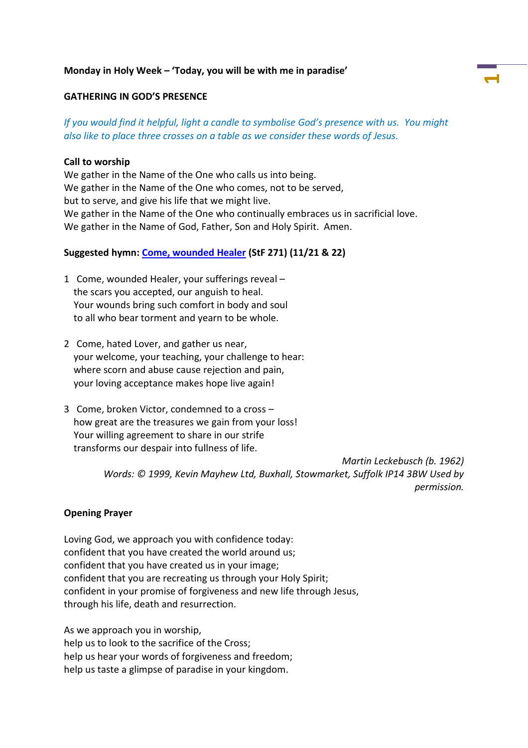**Monday in Holy Week – 'Today, you will be with me in paradise'**

## GATHERING IN GOD'S PRESENCE

*If you would find it helpful, light a candle to symbolise God's presence with us. You might also like to place three crosses on a table as we consider these words of Jesus.*

**Call to worship**

We gather in the Name of the One who calls us into being.
We gather in the Name of the One who comes, not to be served,
but to serve, and give his life that we might live.
We gather in the Name of the One who continually embraces us in sacrificial love.
We gather in the Name of God, Father, Son and Holy Spirit. Amen.

**Suggested hymn: Come, wounded Healer (StF 271) (11/21 & 22)**

1 Come, wounded Healer, your sufferings reveal –
the scars you accepted, our anguish to heal.
Your wounds bring such comfort in body and soul
to all who bear torment and yearn to be whole.

2 Come, hated Lover, and gather us near,
your welcome, your teaching, your challenge to hear:
where scorn and abuse cause rejection and pain,
your loving acceptance makes hope live again!

3 Come, broken Victor, condemned to a cross –
how great are the treasures we gain from your loss!
Your willing agreement to share in our strife
transforms our despair into fullness of life.

*Martin Leckebusch (b. 1962)*
*Words: © 1999, Kevin Mayhew Ltd, Buxhall, Stowmarket, Suffolk IP14 3BW Used by permission.*

**Opening Prayer**

Loving God, we approach you with confidence today:
confident that you have created the world around us;
confident that you have created us in your image;
confident that you are recreating us through your Holy Spirit;
confident in your promise of forgiveness and new life through Jesus,
through his life, death and resurrection.

As we approach you in worship,
help us to look to the sacrifice of the Cross;
help us hear your words of forgiveness and freedom;
help us taste a glimpse of paradise in your kingdom.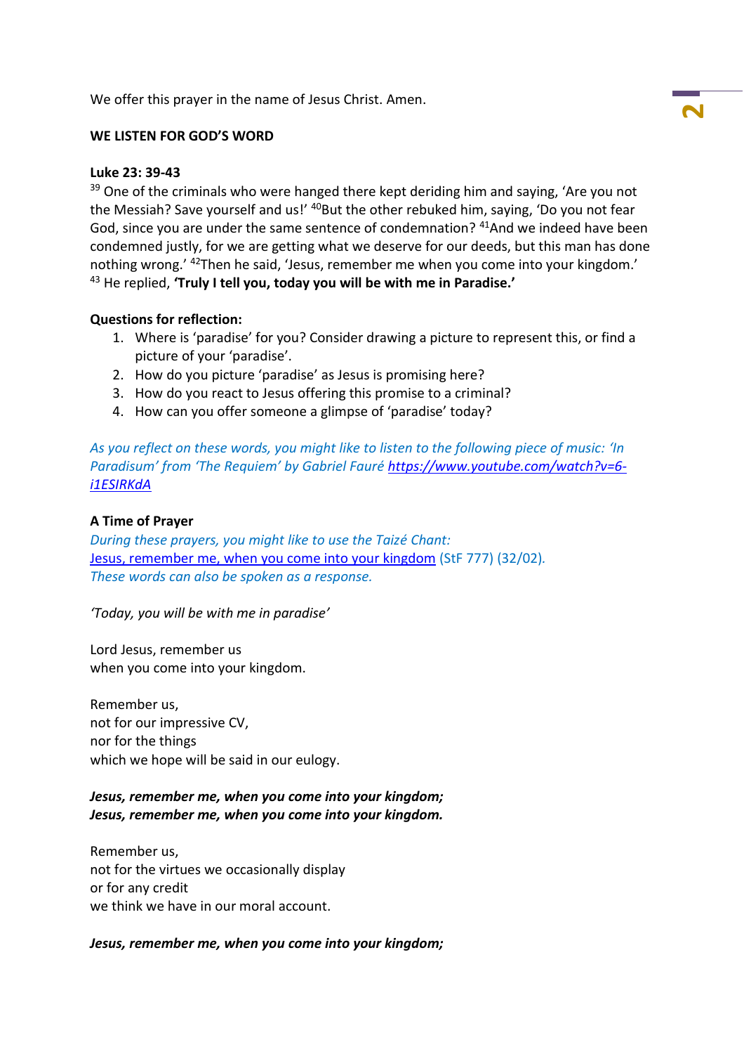We offer this prayer in the name of Jesus Christ. Amen.

**WE LISTEN FOR GOD'S WORD**

**Luke 23: 39-43**

39 One of the criminals who were hanged there kept deriding him and saying, 'Are you not the Messiah? Save yourself and us!' 40 But the other rebuked him, saying, 'Do you not fear God, since you are under the same sentence of condemnation? 41 And we indeed have been condemned justly, for we are getting what we deserve for our deeds, but this man has done nothing wrong.' 42 Then he said, 'Jesus, remember me when you come into your kingdom.' 43 He replied, **'Truly I tell you, today you will be with me in Paradise.'**

**Questions for reflection:**

1. Where is 'paradise' for you? Consider drawing a picture to represent this, or find a picture of your 'paradise'.
2. How do you picture 'paradise' as Jesus is promising here?
3. How do you react to Jesus offering this promise to a criminal?
4. How can you offer someone a glimpse of 'paradise' today?

*As you reflect on these words, you might like to listen to the following piece of music: 'In Paradisum' from 'The Requiem' by Gabriel Fauré* [https://www.youtube.com/watch?v=6-i1ESIRKdA](https://www.youtube.com/watch?v=6-i1ESIRKdA)

**A Time of Prayer**

*During these prayers, you might like to use the Taizé Chant:*
Jesus, remember me, when you come into your kingdom (StF 777) (32/02).
*These words can also be spoken as a response.*

*'Today, you will be with me in paradise'*

Lord Jesus, remember us
when you come into your kingdom.

Remember us,
not for our impressive CV,
nor for the things
which we hope will be said in our eulogy.

***Jesus, remember me, when you come into your kingdom;***
***Jesus, remember me, when you come into your kingdom.***

Remember us,
not for the virtues we occasionally display
or for any credit
we think we have in our moral account.

***Jesus, remember me, when you come into your kingdom;***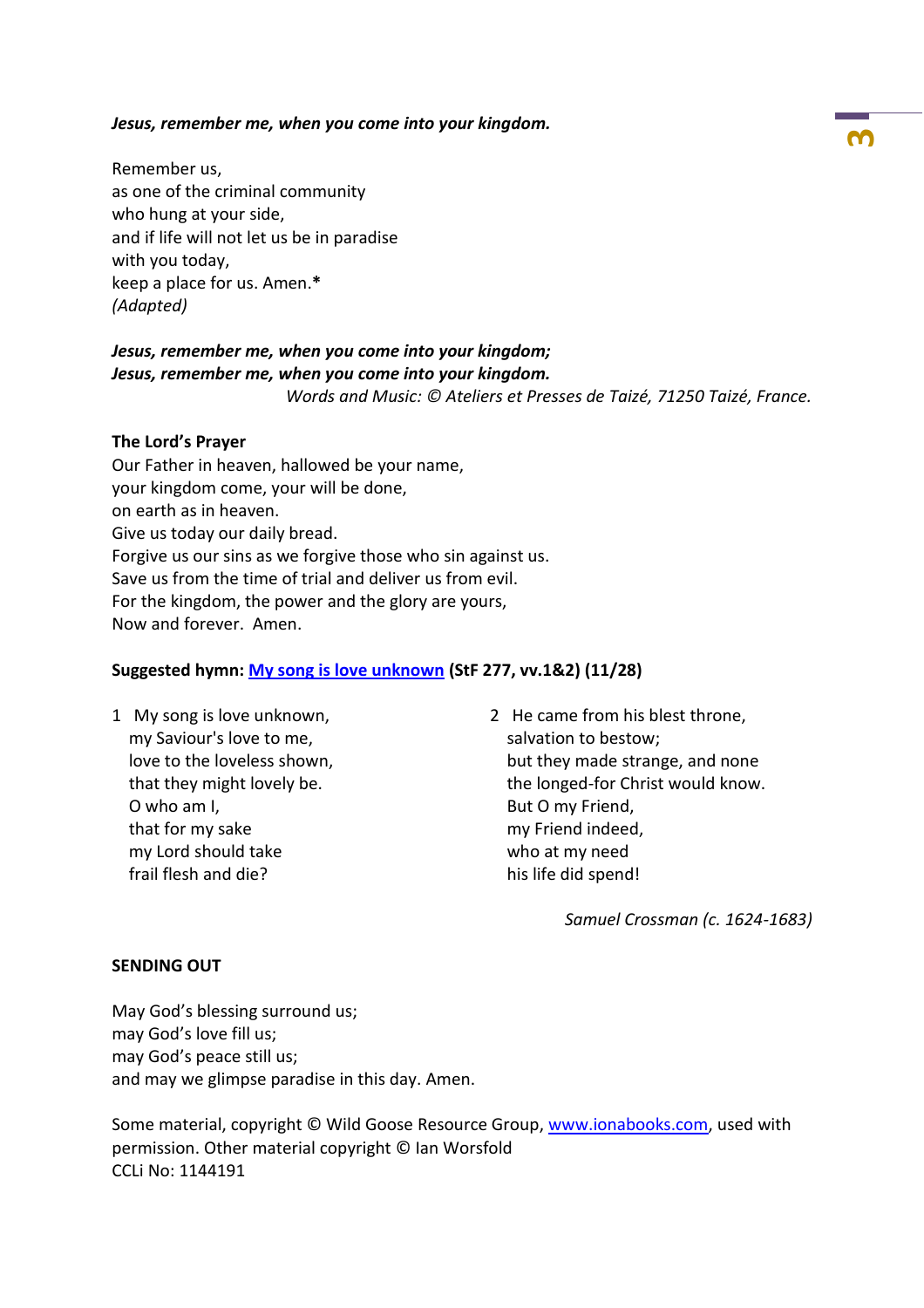***Jesus, remember me, when you come into your kingdom.***

Remember us,
as one of the criminal community
who hung at your side,
and if life will not let us be in paradise
with you today,
keep a place for us. Amen.**\***
*(Adapted)*

***Jesus, remember me, when you come into your kingdom;***
***Jesus, remember me, when you come into your kingdom.***

*Words and Music: © Ateliers et Presses de Taizé, 71250 Taizé, France.*

**The Lord's Prayer**
Our Father in heaven, hallowed be your name,
your kingdom come, your will be done,
on earth as in heaven.
Give us today our daily bread.
Forgive us our sins as we forgive those who sin against us.
Save us from the time of trial and deliver us from evil.
For the kingdom, the power and the glory are yours,
Now and forever. Amen.

**Suggested hymn: [My song is love unknown] (StF 277, vv.1&2) (11/28)**

1 My song is love unknown,
my Saviour's love to me,
love to the loveless shown,
that they might lovely be.
O who am I,
that for my sake
my Lord should take
frail flesh and die?

2 He came from his blest throne,
salvation to bestow;
but they made strange, and none
the longed-for Christ would know.
But O my Friend,
my Friend indeed,
who at my need
his life did spend!

*Samuel Crossman (c. 1624-1683)*

**SENDING OUT**

May God's blessing surround us;
may God's love fill us;
may God's peace still us;
and may we glimpse paradise in this day. Amen.

Some material, copyright © Wild Goose Resource Group, www.ionabooks.com, used with permission. Other material copyright © Ian Worsfold
CCLi No: 1144191